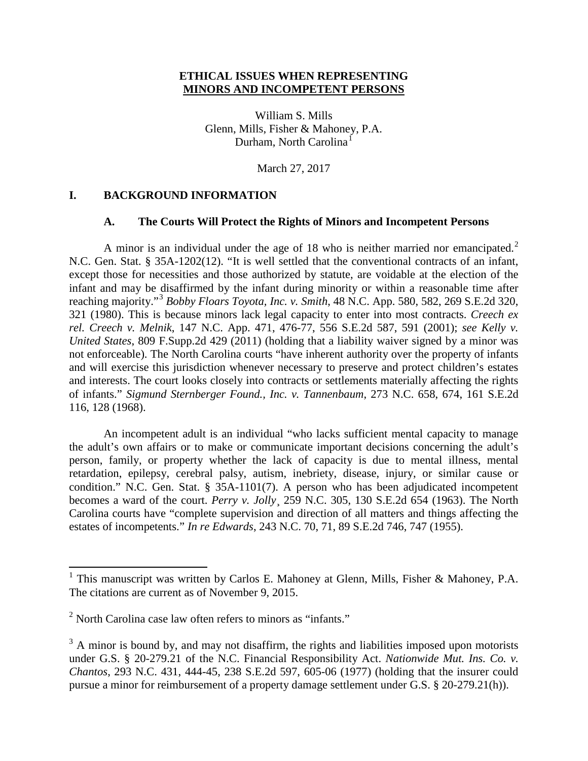# ETHICAL ISSUES WHEN REPRESENTING MINORS AND INCOMPETENT PERSONS

William S. Mills
Glenn, Mills, Fisher & Mahoney, P.A.
Durham, North Carolina[1]

March 27, 2017

## I. BACKGROUND INFORMATION

### A. The Courts Will Protect the Rights of Minors and Incompetent Persons

A minor is an individual under the age of 18 who is neither married nor emancipated.[2] N.C. Gen. Stat. § 35A-1202(12). "It is well settled that the conventional contracts of an infant, except those for necessities and those authorized by statute, are voidable at the election of the infant and may be disaffirmed by the infant during minority or within a reasonable time after reaching majority."[3] *Bobby Floars Toyota, Inc. v. Smith*, 48 N.C. App. 580, 582, 269 S.E.2d 320, 321 (1980). This is because minors lack legal capacity to enter into most contracts. *Creech ex rel. Creech v. Melnik*, 147 N.C. App. 471, 476-77, 556 S.E.2d 587, 591 (2001); *see Kelly v. United States*, 809 F.Supp.2d 429 (2011) (holding that a liability waiver signed by a minor was not enforceable). The North Carolina courts "have inherent authority over the property of infants and will exercise this jurisdiction whenever necessary to preserve and protect children's estates and interests. The court looks closely into contracts or settlements materially affecting the rights of infants." *Sigmund Sternberger Found., Inc. v. Tannenbaum*, 273 N.C. 658, 674, 161 S.E.2d 116, 128 (1968).

An incompetent adult is an individual "who lacks sufficient mental capacity to manage the adult's own affairs or to make or communicate important decisions concerning the adult's person, family, or property whether the lack of capacity is due to mental illness, mental retardation, epilepsy, cerebral palsy, autism, inebriety, disease, injury, or similar cause or condition." N.C. Gen. Stat. § 35A-1101(7). A person who has been adjudicated incompetent becomes a ward of the court. *Perry v. Jolly*¸ 259 N.C. 305, 130 S.E.2d 654 (1963). The North Carolina courts have "complete supervision and direction of all matters and things affecting the estates of incompetents." *In re Edwards*, 243 N.C. 70, 71, 89 S.E.2d 746, 747 (1955).

---

[1] This manuscript was written by Carlos E. Mahoney at Glenn, Mills, Fisher & Mahoney, P.A. The citations are current as of November 9, 2015.

[2] North Carolina case law often refers to minors as "infants."

[3] A minor is bound by, and may not disaffirm, the rights and liabilities imposed upon motorists under G.S. § 20-279.21 of the N.C. Financial Responsibility Act. *Nationwide Mut. Ins. Co. v. Chantos*, 293 N.C. 431, 444-45, 238 S.E.2d 597, 605-06 (1977) (holding that the insurer could pursue a minor for reimbursement of a property damage settlement under G.S. § 20-279.21(h)).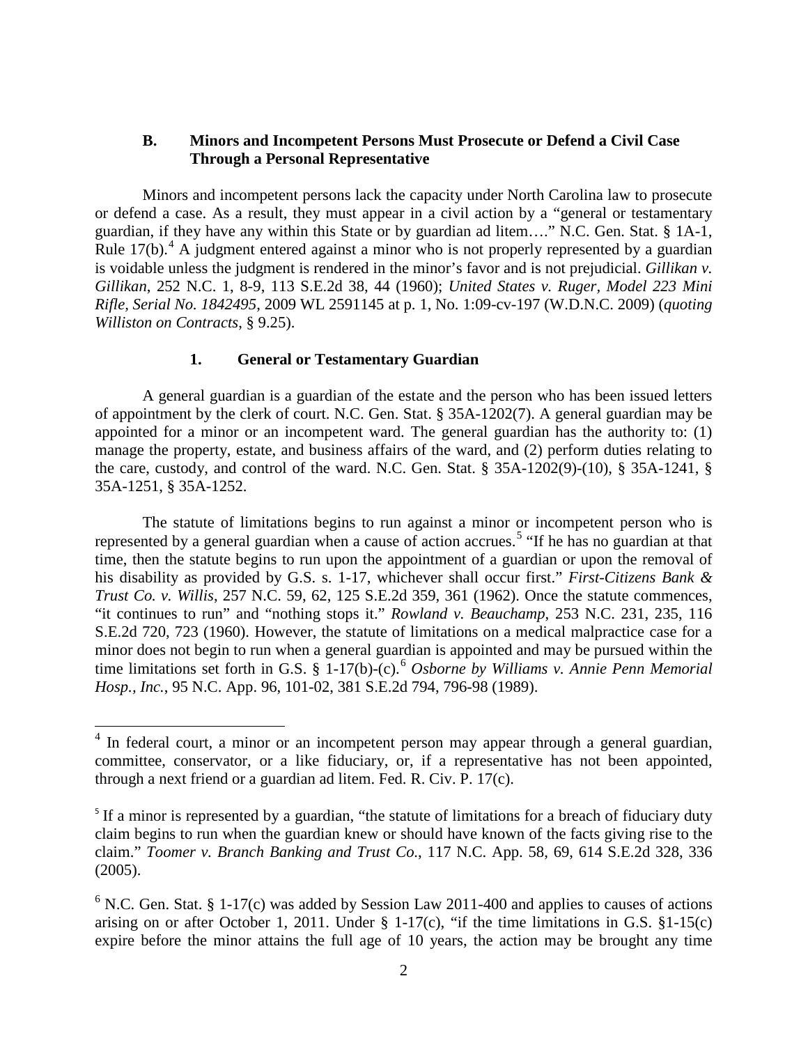### B. Minors and Incompetent Persons Must Prosecute or Defend a Civil Case Through a Personal Representative

Minors and incompetent persons lack the capacity under North Carolina law to prosecute or defend a case. As a result, they must appear in a civil action by a "general or testamentary guardian, if they have any within this State or by guardian ad litem…." N.C. Gen. Stat. § 1A-1, Rule 17(b).[4] A judgment entered against a minor who is not properly represented by a guardian is voidable unless the judgment is rendered in the minor's favor and is not prejudicial. *Gillikan v. Gillikan*, 252 N.C. 1, 8-9, 113 S.E.2d 38, 44 (1960); *United States v. Ruger, Model 223 Mini Rifle, Serial No. 1842495*, 2009 WL 2591145 at p. 1, No. 1:09-cv-197 (W.D.N.C. 2009) (*quoting Williston on Contracts*, § 9.25).

#### 1. General or Testamentary Guardian

A general guardian is a guardian of the estate and the person who has been issued letters of appointment by the clerk of court. N.C. Gen. Stat. § 35A-1202(7). A general guardian may be appointed for a minor or an incompetent ward. The general guardian has the authority to: (1) manage the property, estate, and business affairs of the ward, and (2) perform duties relating to the care, custody, and control of the ward. N.C. Gen. Stat. § 35A-1202(9)-(10), § 35A-1241, § 35A-1251, § 35A-1252.

The statute of limitations begins to run against a minor or incompetent person who is represented by a general guardian when a cause of action accrues.[5] "If he has no guardian at that time, then the statute begins to run upon the appointment of a guardian or upon the removal of his disability as provided by G.S. s. 1-17, whichever shall occur first." *First-Citizens Bank & Trust Co. v. Willis*, 257 N.C. 59, 62, 125 S.E.2d 359, 361 (1962). Once the statute commences, "it continues to run" and "nothing stops it." *Rowland v. Beauchamp*, 253 N.C. 231, 235, 116 S.E.2d 720, 723 (1960). However, the statute of limitations on a medical malpractice case for a minor does not begin to run when a general guardian is appointed and may be pursued within the time limitations set forth in G.S. § 1-17(b)-(c).[6] *Osborne by Williams v. Annie Penn Memorial Hosp., Inc.*, 95 N.C. App. 96, 101-02, 381 S.E.2d 794, 796-98 (1989).

---

[4] In federal court, a minor or an incompetent person may appear through a general guardian, committee, conservator, or a like fiduciary, or, if a representative has not been appointed, through a next friend or a guardian ad litem. Fed. R. Civ. P. 17(c).

[5] If a minor is represented by a guardian, "the statute of limitations for a breach of fiduciary duty claim begins to run when the guardian knew or should have known of the facts giving rise to the claim." *Toomer v. Branch Banking and Trust Co.*, 117 N.C. App. 58, 69, 614 S.E.2d 328, 336 (2005).

[6] N.C. Gen. Stat. § 1-17(c) was added by Session Law 2011-400 and applies to causes of actions arising on or after October 1, 2011. Under § 1-17(c), "if the time limitations in G.S. §1-15(c) expire before the minor attains the full age of 10 years, the action may be brought any time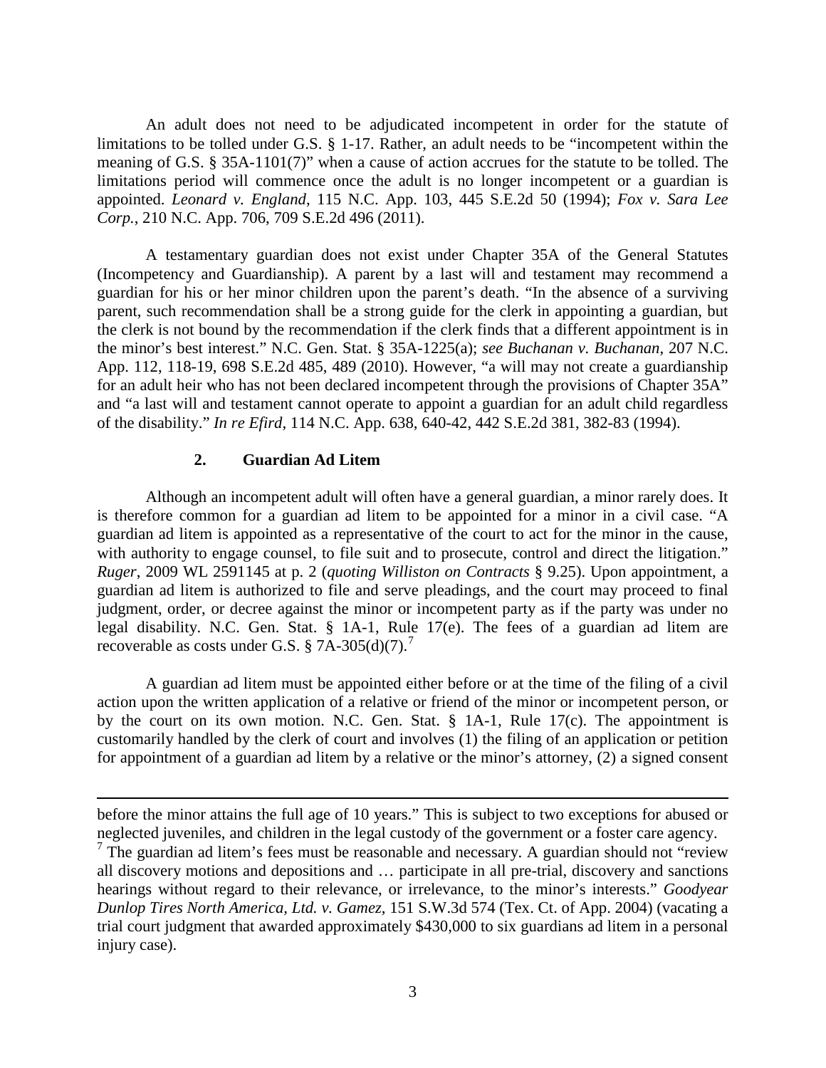An adult does not need to be adjudicated incompetent in order for the statute of limitations to be tolled under G.S. § 1-17. Rather, an adult needs to be "incompetent within the meaning of G.S. § 35A-1101(7)" when a cause of action accrues for the statute to be tolled. The limitations period will commence once the adult is no longer incompetent or a guardian is appointed. *Leonard v. England*, 115 N.C. App. 103, 445 S.E.2d 50 (1994); *Fox v. Sara Lee Corp.*, 210 N.C. App. 706, 709 S.E.2d 496 (2011).

A testamentary guardian does not exist under Chapter 35A of the General Statutes (Incompetency and Guardianship). A parent by a last will and testament may recommend a guardian for his or her minor children upon the parent's death. "In the absence of a surviving parent, such recommendation shall be a strong guide for the clerk in appointing a guardian, but the clerk is not bound by the recommendation if the clerk finds that a different appointment is in the minor's best interest." N.C. Gen. Stat. § 35A-1225(a); *see Buchanan v. Buchanan*, 207 N.C. App. 112, 118-19, 698 S.E.2d 485, 489 (2010). However, "a will may not create a guardianship for an adult heir who has not been declared incompetent through the provisions of Chapter 35A" and "a last will and testament cannot operate to appoint a guardian for an adult child regardless of the disability." *In re Efird*, 114 N.C. App. 638, 640-42, 442 S.E.2d 381, 382-83 (1994).

### 2. Guardian Ad Litem

Although an incompetent adult will often have a general guardian, a minor rarely does. It is therefore common for a guardian ad litem to be appointed for a minor in a civil case. "A guardian ad litem is appointed as a representative of the court to act for the minor in the cause, with authority to engage counsel, to file suit and to prosecute, control and direct the litigation." *Ruger*, 2009 WL 2591145 at p. 2 (*quoting Williston on Contracts* § 9.25). Upon appointment, a guardian ad litem is authorized to file and serve pleadings, and the court may proceed to final judgment, order, or decree against the minor or incompetent party as if the party was under no legal disability. N.C. Gen. Stat. § 1A-1, Rule 17(e). The fees of a guardian ad litem are recoverable as costs under G.S. § 7A-305(d)(7).[7]

A guardian ad litem must be appointed either before or at the time of the filing of a civil action upon the written application of a relative or friend of the minor or incompetent person, or by the court on its own motion. N.C. Gen. Stat. § 1A-1, Rule 17(c). The appointment is customarily handled by the clerk of court and involves (1) the filing of an application or petition for appointment of a guardian ad litem by a relative or the minor's attorney, (2) a signed consent

---

before the minor attains the full age of 10 years." This is subject to two exceptions for abused or neglected juveniles, and children in the legal custody of the government or a foster care agency.

[7] The guardian ad litem's fees must be reasonable and necessary. A guardian should not "review all discovery motions and depositions and … participate in all pre-trial, discovery and sanctions hearings without regard to their relevance, or irrelevance, to the minor's interests." *Goodyear Dunlop Tires North America, Ltd. v. Gamez*, 151 S.W.3d 574 (Tex. Ct. of App. 2004) (vacating a trial court judgment that awarded approximately $430,000 to six guardians ad litem in a personal injury case).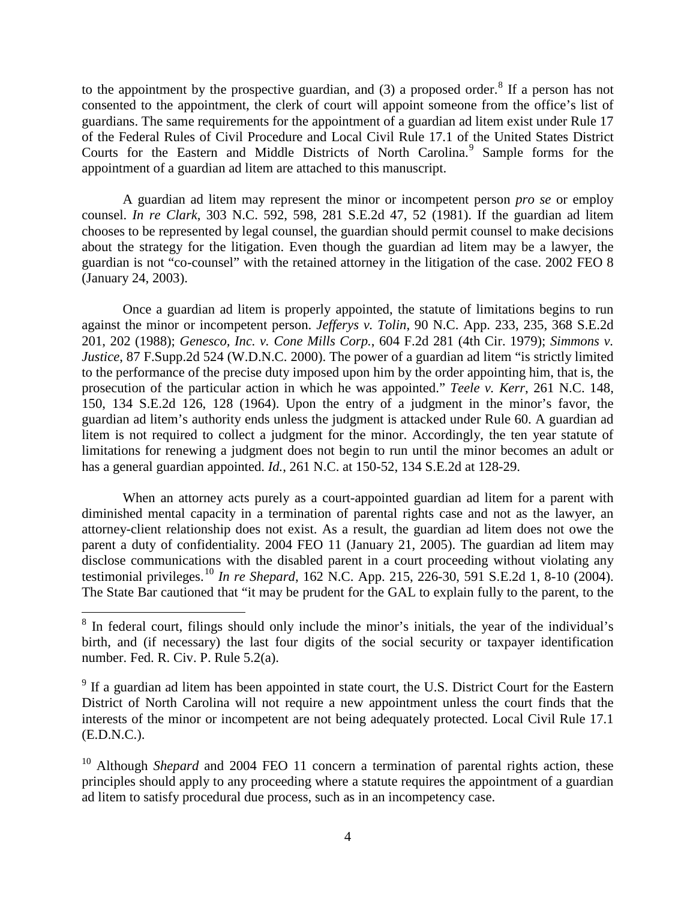to the appointment by the prospective guardian, and (3) a proposed order.[8] If a person has not consented to the appointment, the clerk of court will appoint someone from the office's list of guardians. The same requirements for the appointment of a guardian ad litem exist under Rule 17 of the Federal Rules of Civil Procedure and Local Civil Rule 17.1 of the United States District Courts for the Eastern and Middle Districts of North Carolina.[9] Sample forms for the appointment of a guardian ad litem are attached to this manuscript.

A guardian ad litem may represent the minor or incompetent person *pro se* or employ counsel. *In re Clark*, 303 N.C. 592, 598, 281 S.E.2d 47, 52 (1981). If the guardian ad litem chooses to be represented by legal counsel, the guardian should permit counsel to make decisions about the strategy for the litigation. Even though the guardian ad litem may be a lawyer, the guardian is not "co-counsel" with the retained attorney in the litigation of the case. 2002 FEO 8 (January 24, 2003).

Once a guardian ad litem is properly appointed, the statute of limitations begins to run against the minor or incompetent person. *Jefferys v. Tolin*, 90 N.C. App. 233, 235, 368 S.E.2d 201, 202 (1988); *Genesco, Inc. v. Cone Mills Corp.*, 604 F.2d 281 (4th Cir. 1979); *Simmons v. Justice*, 87 F.Supp.2d 524 (W.D.N.C. 2000). The power of a guardian ad litem "is strictly limited to the performance of the precise duty imposed upon him by the order appointing him, that is, the prosecution of the particular action in which he was appointed." *Teele v. Kerr*, 261 N.C. 148, 150, 134 S.E.2d 126, 128 (1964). Upon the entry of a judgment in the minor's favor, the guardian ad litem's authority ends unless the judgment is attacked under Rule 60. A guardian ad litem is not required to collect a judgment for the minor. Accordingly, the ten year statute of limitations for renewing a judgment does not begin to run until the minor becomes an adult or has a general guardian appointed. *Id.*, 261 N.C. at 150-52, 134 S.E.2d at 128-29.

When an attorney acts purely as a court-appointed guardian ad litem for a parent with diminished mental capacity in a termination of parental rights case and not as the lawyer, an attorney-client relationship does not exist. As a result, the guardian ad litem does not owe the parent a duty of confidentiality. 2004 FEO 11 (January 21, 2005). The guardian ad litem may disclose communications with the disabled parent in a court proceeding without violating any testimonial privileges.[10] *In re Shepard*, 162 N.C. App. 215, 226-30, 591 S.E.2d 1, 8-10 (2004). The State Bar cautioned that "it may be prudent for the GAL to explain fully to the parent, to the

---

[8] In federal court, filings should only include the minor's initials, the year of the individual's birth, and (if necessary) the last four digits of the social security or taxpayer identification number. Fed. R. Civ. P. Rule 5.2(a).

[9] If a guardian ad litem has been appointed in state court, the U.S. District Court for the Eastern District of North Carolina will not require a new appointment unless the court finds that the interests of the minor or incompetent are not being adequately protected. Local Civil Rule 17.1 (E.D.N.C.).

[10] Although *Shepard* and 2004 FEO 11 concern a termination of parental rights action, these principles should apply to any proceeding where a statute requires the appointment of a guardian ad litem to satisfy procedural due process, such as in an incompetency case.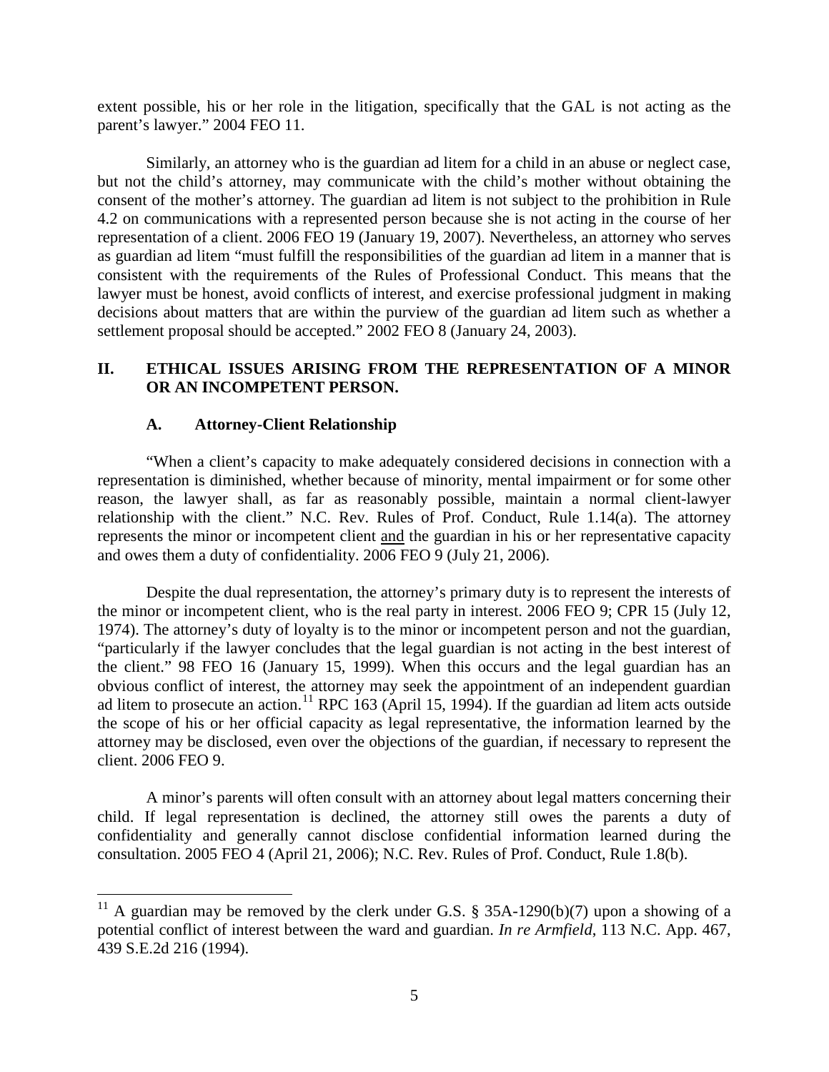extent possible, his or her role in the litigation, specifically that the GAL is not acting as the parent's lawyer." 2004 FEO 11.

Similarly, an attorney who is the guardian ad litem for a child in an abuse or neglect case, but not the child's attorney, may communicate with the child's mother without obtaining the consent of the mother's attorney. The guardian ad litem is not subject to the prohibition in Rule 4.2 on communications with a represented person because she is not acting in the course of her representation of a client. 2006 FEO 19 (January 19, 2007). Nevertheless, an attorney who serves as guardian ad litem "must fulfill the responsibilities of the guardian ad litem in a manner that is consistent with the requirements of the Rules of Professional Conduct. This means that the lawyer must be honest, avoid conflicts of interest, and exercise professional judgment in making decisions about matters that are within the purview of the guardian ad litem such as whether a settlement proposal should be accepted." 2002 FEO 8 (January 24, 2003).

## II. ETHICAL ISSUES ARISING FROM THE REPRESENTATION OF A MINOR OR AN INCOMPETENT PERSON.

### A. Attorney-Client Relationship

"When a client's capacity to make adequately considered decisions in connection with a representation is diminished, whether because of minority, mental impairment or for some other reason, the lawyer shall, as far as reasonably possible, maintain a normal client-lawyer relationship with the client." N.C. Rev. Rules of Prof. Conduct, Rule 1.14(a). The attorney represents the minor or incompetent client <u>and</u> the guardian in his or her representative capacity and owes them a duty of confidentiality. 2006 FEO 9 (July 21, 2006).

Despite the dual representation, the attorney's primary duty is to represent the interests of the minor or incompetent client, who is the real party in interest. 2006 FEO 9; CPR 15 (July 12, 1974). The attorney's duty of loyalty is to the minor or incompetent person and not the guardian, "particularly if the lawyer concludes that the legal guardian is not acting in the best interest of the client." 98 FEO 16 (January 15, 1999). When this occurs and the legal guardian has an obvious conflict of interest, the attorney may seek the appointment of an independent guardian ad litem to prosecute an action.[11] RPC 163 (April 15, 1994). If the guardian ad litem acts outside the scope of his or her official capacity as legal representative, the information learned by the attorney may be disclosed, even over the objections of the guardian, if necessary to represent the client. 2006 FEO 9.

A minor's parents will often consult with an attorney about legal matters concerning their child. If legal representation is declined, the attorney still owes the parents a duty of confidentiality and generally cannot disclose confidential information learned during the consultation. 2005 FEO 4 (April 21, 2006); N.C. Rev. Rules of Prof. Conduct, Rule 1.8(b).

---

[11] A guardian may be removed by the clerk under G.S. § 35A-1290(b)(7) upon a showing of a potential conflict of interest between the ward and guardian. *In re Armfield*, 113 N.C. App. 467, 439 S.E.2d 216 (1994).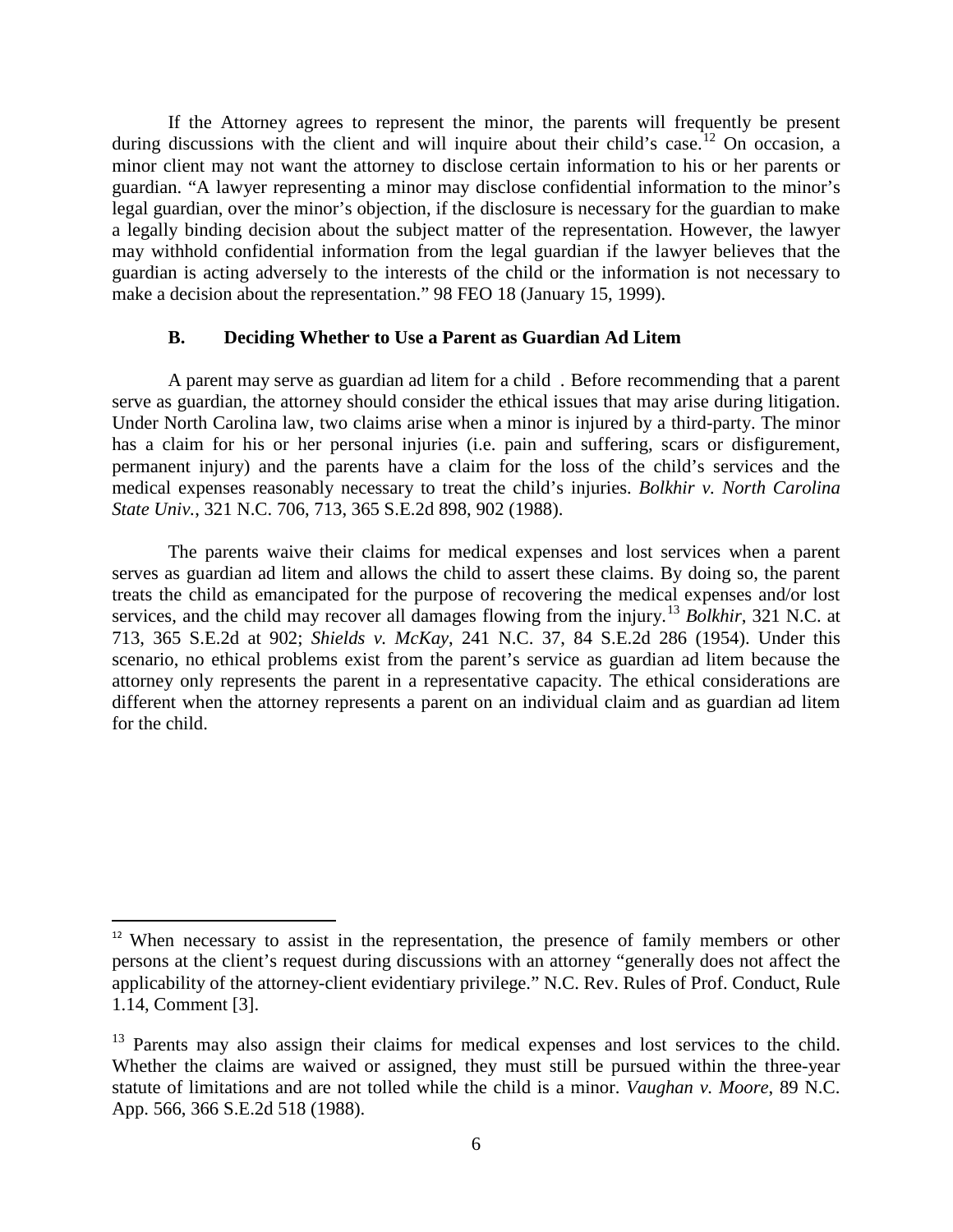If the Attorney agrees to represent the minor, the parents will frequently be present during discussions with the client and will inquire about their child's case.[12] On occasion, a minor client may not want the attorney to disclose certain information to his or her parents or guardian. "A lawyer representing a minor may disclose confidential information to the minor's legal guardian, over the minor's objection, if the disclosure is necessary for the guardian to make a legally binding decision about the subject matter of the representation. However, the lawyer may withhold confidential information from the legal guardian if the lawyer believes that the guardian is acting adversely to the interests of the child or the information is not necessary to make a decision about the representation." 98 FEO 18 (January 15, 1999).

### B. Deciding Whether to Use a Parent as Guardian Ad Litem

A parent may serve as guardian ad litem for a child . Before recommending that a parent serve as guardian, the attorney should consider the ethical issues that may arise during litigation. Under North Carolina law, two claims arise when a minor is injured by a third-party. The minor has a claim for his or her personal injuries (i.e. pain and suffering, scars or disfigurement, permanent injury) and the parents have a claim for the loss of the child's services and the medical expenses reasonably necessary to treat the child's injuries. *Bolkhir v. North Carolina State Univ.*, 321 N.C. 706, 713, 365 S.E.2d 898, 902 (1988).

The parents waive their claims for medical expenses and lost services when a parent serves as guardian ad litem and allows the child to assert these claims. By doing so, the parent treats the child as emancipated for the purpose of recovering the medical expenses and/or lost services, and the child may recover all damages flowing from the injury.[13] *Bolkhir*, 321 N.C. at 713, 365 S.E.2d at 902; *Shields v. McKay*, 241 N.C. 37, 84 S.E.2d 286 (1954). Under this scenario, no ethical problems exist from the parent's service as guardian ad litem because the attorney only represents the parent in a representative capacity. The ethical considerations are different when the attorney represents a parent on an individual claim and as guardian ad litem for the child.

---

[12] When necessary to assist in the representation, the presence of family members or other persons at the client's request during discussions with an attorney "generally does not affect the applicability of the attorney-client evidentiary privilege." N.C. Rev. Rules of Prof. Conduct, Rule 1.14, Comment [3].

[13] Parents may also assign their claims for medical expenses and lost services to the child. Whether the claims are waived or assigned, they must still be pursued within the three-year statute of limitations and are not tolled while the child is a minor. *Vaughan v. Moore*, 89 N.C. App. 566, 366 S.E.2d 518 (1988).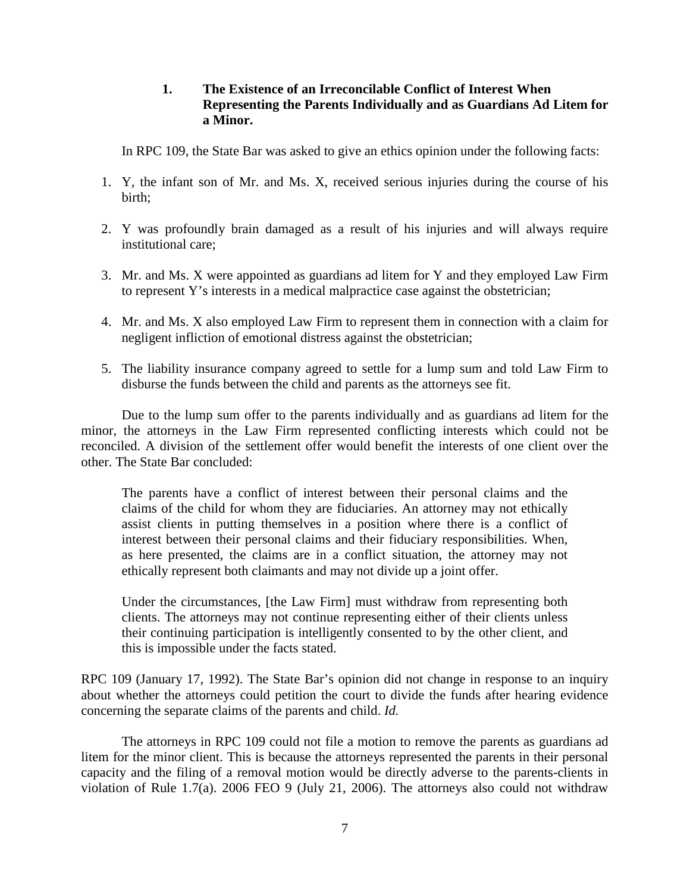### 1. The Existence of an Irreconcilable Conflict of Interest When Representing the Parents Individually and as Guardians Ad Litem for a Minor.

In RPC 109, the State Bar was asked to give an ethics opinion under the following facts:

1. Y, the infant son of Mr. and Ms. X, received serious injuries during the course of his birth;
2. Y was profoundly brain damaged as a result of his injuries and will always require institutional care;
3. Mr. and Ms. X were appointed as guardians ad litem for Y and they employed Law Firm to represent Y's interests in a medical malpractice case against the obstetrician;
4. Mr. and Ms. X also employed Law Firm to represent them in connection with a claim for negligent infliction of emotional distress against the obstetrician;
5. The liability insurance company agreed to settle for a lump sum and told Law Firm to disburse the funds between the child and parents as the attorneys see fit.

Due to the lump sum offer to the parents individually and as guardians ad litem for the minor, the attorneys in the Law Firm represented conflicting interests which could not be reconciled. A division of the settlement offer would benefit the interests of one client over the other. The State Bar concluded:

> The parents have a conflict of interest between their personal claims and the claims of the child for whom they are fiduciaries. An attorney may not ethically assist clients in putting themselves in a position where there is a conflict of interest between their personal claims and their fiduciary responsibilities. When, as here presented, the claims are in a conflict situation, the attorney may not ethically represent both claimants and may not divide up a joint offer.
>
> Under the circumstances, [the Law Firm] must withdraw from representing both clients. The attorneys may not continue representing either of their clients unless their continuing participation is intelligently consented to by the other client, and this is impossible under the facts stated.

RPC 109 (January 17, 1992). The State Bar's opinion did not change in response to an inquiry about whether the attorneys could petition the court to divide the funds after hearing evidence concerning the separate claims of the parents and child. *Id.*

The attorneys in RPC 109 could not file a motion to remove the parents as guardians ad litem for the minor client. This is because the attorneys represented the parents in their personal capacity and the filing of a removal motion would be directly adverse to the parents-clients in violation of Rule 1.7(a). 2006 FEO 9 (July 21, 2006). The attorneys also could not withdraw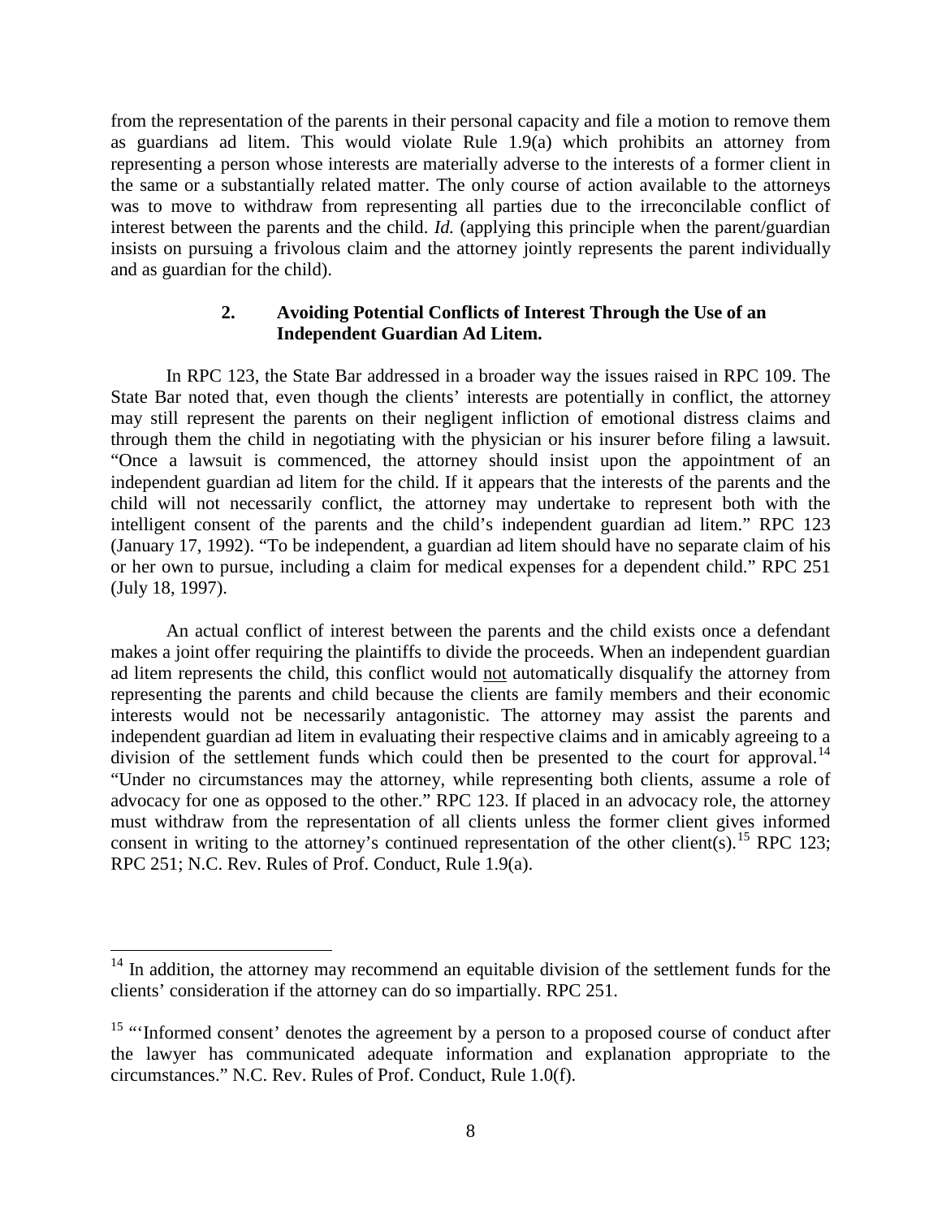from the representation of the parents in their personal capacity and file a motion to remove them as guardians ad litem. This would violate Rule 1.9(a) which prohibits an attorney from representing a person whose interests are materially adverse to the interests of a former client in the same or a substantially related matter. The only course of action available to the attorneys was to move to withdraw from representing all parties due to the irreconcilable conflict of interest between the parents and the child. *Id.* (applying this principle when the parent/guardian insists on pursuing a frivolous claim and the attorney jointly represents the parent individually and as guardian for the child).

### 2. Avoiding Potential Conflicts of Interest Through the Use of an Independent Guardian Ad Litem.

In RPC 123, the State Bar addressed in a broader way the issues raised in RPC 109. The State Bar noted that, even though the clients' interests are potentially in conflict, the attorney may still represent the parents on their negligent infliction of emotional distress claims and through them the child in negotiating with the physician or his insurer before filing a lawsuit. "Once a lawsuit is commenced, the attorney should insist upon the appointment of an independent guardian ad litem for the child. If it appears that the interests of the parents and the child will not necessarily conflict, the attorney may undertake to represent both with the intelligent consent of the parents and the child's independent guardian ad litem." RPC 123 (January 17, 1992). "To be independent, a guardian ad litem should have no separate claim of his or her own to pursue, including a claim for medical expenses for a dependent child." RPC 251 (July 18, 1997).

An actual conflict of interest between the parents and the child exists once a defendant makes a joint offer requiring the plaintiffs to divide the proceeds. When an independent guardian ad litem represents the child, this conflict would <u>not</u> automatically disqualify the attorney from representing the parents and child because the clients are family members and their economic interests would not be necessarily antagonistic. The attorney may assist the parents and independent guardian ad litem in evaluating their respective claims and in amicably agreeing to a division of the settlement funds which could then be presented to the court for approval.[14] "Under no circumstances may the attorney, while representing both clients, assume a role of advocacy for one as opposed to the other." RPC 123. If placed in an advocacy role, the attorney must withdraw from the representation of all clients unless the former client gives informed consent in writing to the attorney's continued representation of the other client(s).[15] RPC 123; RPC 251; N.C. Rev. Rules of Prof. Conduct, Rule 1.9(a).

---

[14] In addition, the attorney may recommend an equitable division of the settlement funds for the clients' consideration if the attorney can do so impartially. RPC 251.

[15] "'Informed consent' denotes the agreement by a person to a proposed course of conduct after the lawyer has communicated adequate information and explanation appropriate to the circumstances." N.C. Rev. Rules of Prof. Conduct, Rule 1.0(f).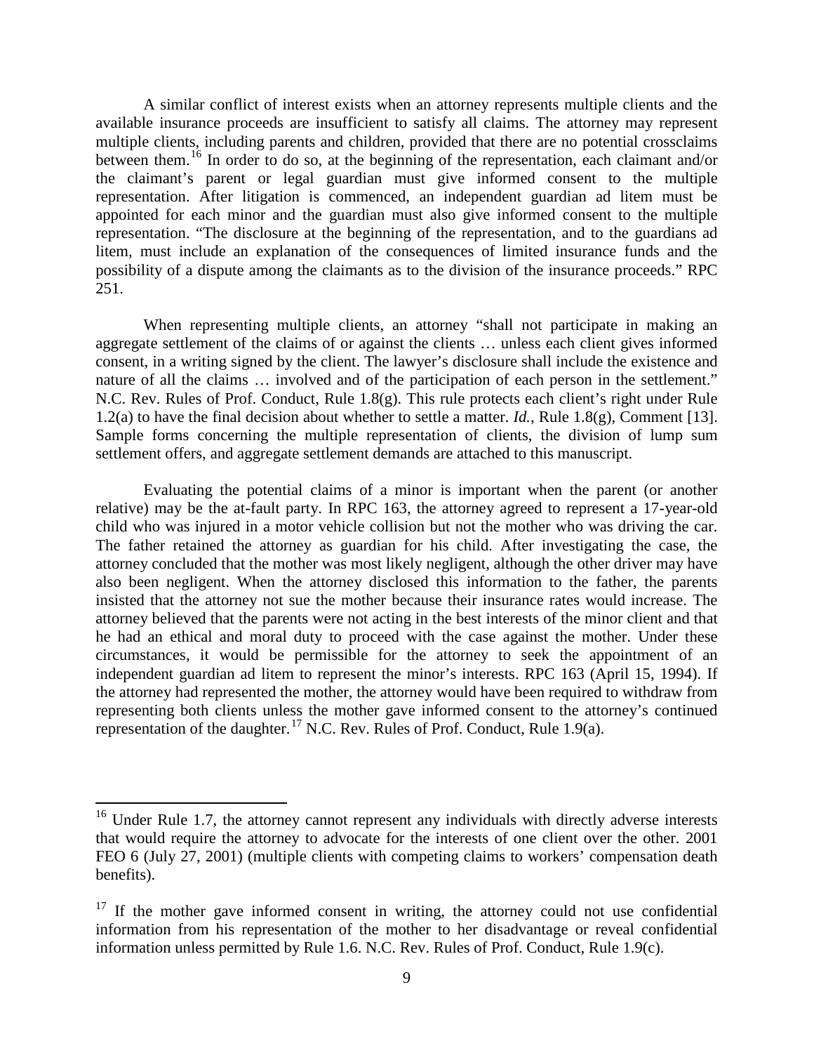A similar conflict of interest exists when an attorney represents multiple clients and the available insurance proceeds are insufficient to satisfy all claims. The attorney may represent multiple clients, including parents and children, provided that there are no potential crossclaims between them.[16] In order to do so, at the beginning of the representation, each claimant and/or the claimant's parent or legal guardian must give informed consent to the multiple representation. After litigation is commenced, an independent guardian ad litem must be appointed for each minor and the guardian must also give informed consent to the multiple representation. "The disclosure at the beginning of the representation, and to the guardians ad litem, must include an explanation of the consequences of limited insurance funds and the possibility of a dispute among the claimants as to the division of the insurance proceeds." RPC 251.

When representing multiple clients, an attorney "shall not participate in making an aggregate settlement of the claims of or against the clients … unless each client gives informed consent, in a writing signed by the client. The lawyer's disclosure shall include the existence and nature of all the claims … involved and of the participation of each person in the settlement." N.C. Rev. Rules of Prof. Conduct, Rule 1.8(g). This rule protects each client's right under Rule 1.2(a) to have the final decision about whether to settle a matter. *Id.*, Rule 1.8(g), Comment [13]. Sample forms concerning the multiple representation of clients, the division of lump sum settlement offers, and aggregate settlement demands are attached to this manuscript.

Evaluating the potential claims of a minor is important when the parent (or another relative) may be the at-fault party. In RPC 163, the attorney agreed to represent a 17-year-old child who was injured in a motor vehicle collision but not the mother who was driving the car. The father retained the attorney as guardian for his child. After investigating the case, the attorney concluded that the mother was most likely negligent, although the other driver may have also been negligent. When the attorney disclosed this information to the father, the parents insisted that the attorney not sue the mother because their insurance rates would increase. The attorney believed that the parents were not acting in the best interests of the minor client and that he had an ethical and moral duty to proceed with the case against the mother. Under these circumstances, it would be permissible for the attorney to seek the appointment of an independent guardian ad litem to represent the minor's interests. RPC 163 (April 15, 1994). If the attorney had represented the mother, the attorney would have been required to withdraw from representing both clients unless the mother gave informed consent to the attorney's continued representation of the daughter.[17] N.C. Rev. Rules of Prof. Conduct, Rule 1.9(a).

---

[16] Under Rule 1.7, the attorney cannot represent any individuals with directly adverse interests that would require the attorney to advocate for the interests of one client over the other. 2001 FEO 6 (July 27, 2001) (multiple clients with competing claims to workers' compensation death benefits).

[17] If the mother gave informed consent in writing, the attorney could not use confidential information from his representation of the mother to her disadvantage or reveal confidential information unless permitted by Rule 1.6. N.C. Rev. Rules of Prof. Conduct, Rule 1.9(c).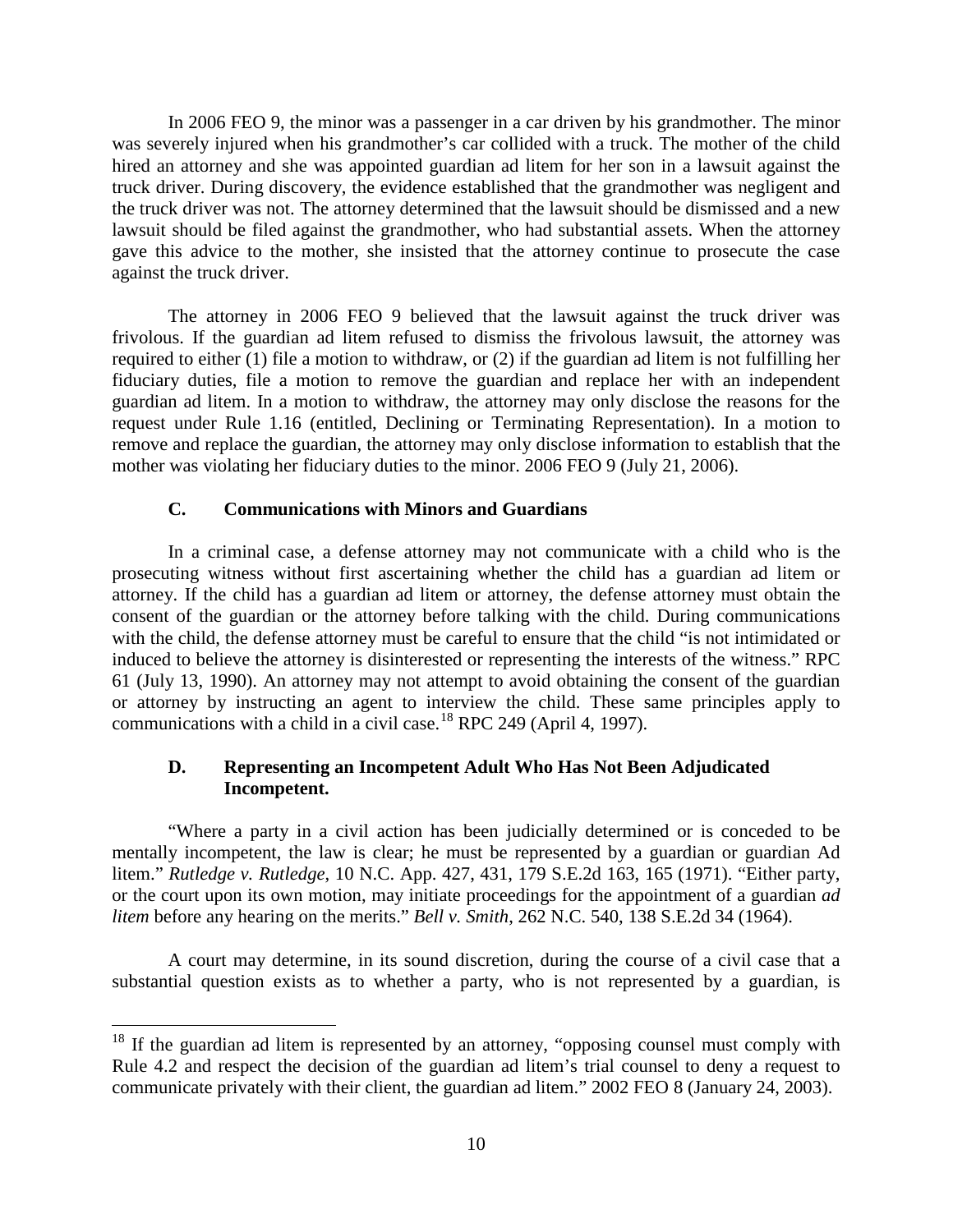In 2006 FEO 9, the minor was a passenger in a car driven by his grandmother. The minor was severely injured when his grandmother's car collided with a truck. The mother of the child hired an attorney and she was appointed guardian ad litem for her son in a lawsuit against the truck driver. During discovery, the evidence established that the grandmother was negligent and the truck driver was not. The attorney determined that the lawsuit should be dismissed and a new lawsuit should be filed against the grandmother, who had substantial assets. When the attorney gave this advice to the mother, she insisted that the attorney continue to prosecute the case against the truck driver.

The attorney in 2006 FEO 9 believed that the lawsuit against the truck driver was frivolous. If the guardian ad litem refused to dismiss the frivolous lawsuit, the attorney was required to either (1) file a motion to withdraw, or (2) if the guardian ad litem is not fulfilling her fiduciary duties, file a motion to remove the guardian and replace her with an independent guardian ad litem. In a motion to withdraw, the attorney may only disclose the reasons for the request under Rule 1.16 (entitled, Declining or Terminating Representation). In a motion to remove and replace the guardian, the attorney may only disclose information to establish that the mother was violating her fiduciary duties to the minor. 2006 FEO 9 (July 21, 2006).

### C. Communications with Minors and Guardians

In a criminal case, a defense attorney may not communicate with a child who is the prosecuting witness without first ascertaining whether the child has a guardian ad litem or attorney. If the child has a guardian ad litem or attorney, the defense attorney must obtain the consent of the guardian or the attorney before talking with the child. During communications with the child, the defense attorney must be careful to ensure that the child "is not intimidated or induced to believe the attorney is disinterested or representing the interests of the witness." RPC 61 (July 13, 1990). An attorney may not attempt to avoid obtaining the consent of the guardian or attorney by instructing an agent to interview the child. These same principles apply to communications with a child in a civil case.[18] RPC 249 (April 4, 1997).

### D. Representing an Incompetent Adult Who Has Not Been Adjudicated Incompetent.

"Where a party in a civil action has been judicially determined or is conceded to be mentally incompetent, the law is clear; he must be represented by a guardian or guardian Ad litem." *Rutledge v. Rutledge*, 10 N.C. App. 427, 431, 179 S.E.2d 163, 165 (1971). "Either party, or the court upon its own motion, may initiate proceedings for the appointment of a guardian *ad litem* before any hearing on the merits." *Bell v. Smith*, 262 N.C. 540, 138 S.E.2d 34 (1964).

A court may determine, in its sound discretion, during the course of a civil case that a substantial question exists as to whether a party, who is not represented by a guardian, is

[18] If the guardian ad litem is represented by an attorney, "opposing counsel must comply with Rule 4.2 and respect the decision of the guardian ad litem's trial counsel to deny a request to communicate privately with their client, the guardian ad litem." 2002 FEO 8 (January 24, 2003).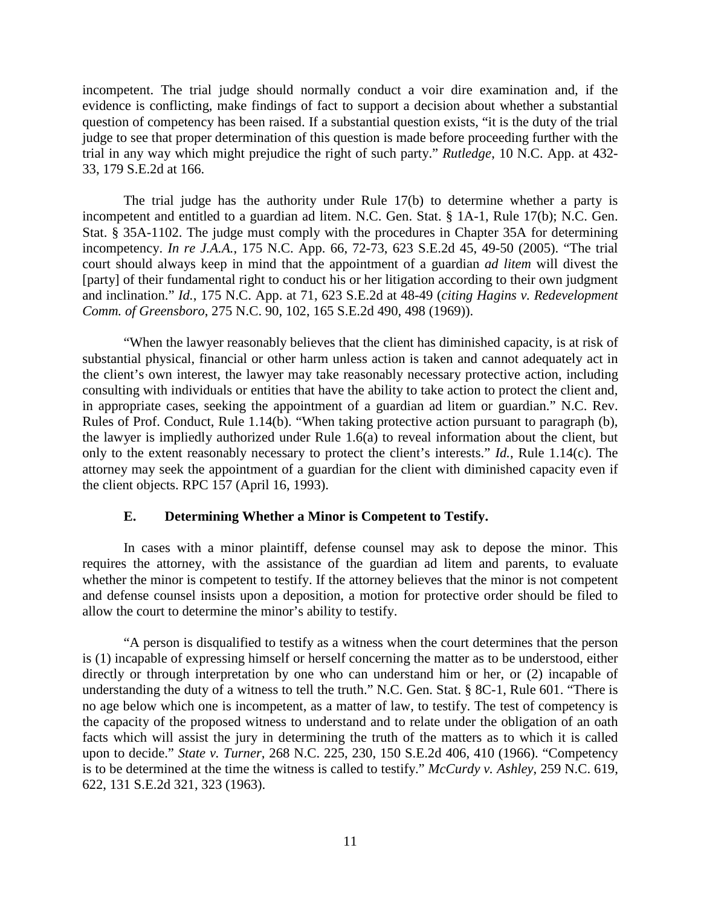incompetent. The trial judge should normally conduct a voir dire examination and, if the evidence is conflicting, make findings of fact to support a decision about whether a substantial question of competency has been raised. If a substantial question exists, "it is the duty of the trial judge to see that proper determination of this question is made before proceeding further with the trial in any way which might prejudice the right of such party." *Rutledge*, 10 N.C. App. at 432-33, 179 S.E.2d at 166.

The trial judge has the authority under Rule 17(b) to determine whether a party is incompetent and entitled to a guardian ad litem. N.C. Gen. Stat. § 1A-1, Rule 17(b); N.C. Gen. Stat. § 35A-1102. The judge must comply with the procedures in Chapter 35A for determining incompetency. *In re J.A.A.*, 175 N.C. App. 66, 72-73, 623 S.E.2d 45, 49-50 (2005). "The trial court should always keep in mind that the appointment of a guardian *ad litem* will divest the [party] of their fundamental right to conduct his or her litigation according to their own judgment and inclination." *Id.*, 175 N.C. App. at 71, 623 S.E.2d at 48-49 (*citing Hagins v. Redevelopment Comm. of Greensboro*, 275 N.C. 90, 102, 165 S.E.2d 490, 498 (1969)).

"When the lawyer reasonably believes that the client has diminished capacity, is at risk of substantial physical, financial or other harm unless action is taken and cannot adequately act in the client's own interest, the lawyer may take reasonably necessary protective action, including consulting with individuals or entities that have the ability to take action to protect the client and, in appropriate cases, seeking the appointment of a guardian ad litem or guardian." N.C. Rev. Rules of Prof. Conduct, Rule 1.14(b). "When taking protective action pursuant to paragraph (b), the lawyer is impliedly authorized under Rule 1.6(a) to reveal information about the client, but only to the extent reasonably necessary to protect the client's interests." *Id.*, Rule 1.14(c). The attorney may seek the appointment of a guardian for the client with diminished capacity even if the client objects. RPC 157 (April 16, 1993).

### E. Determining Whether a Minor is Competent to Testify.

In cases with a minor plaintiff, defense counsel may ask to depose the minor. This requires the attorney, with the assistance of the guardian ad litem and parents, to evaluate whether the minor is competent to testify. If the attorney believes that the minor is not competent and defense counsel insists upon a deposition, a motion for protective order should be filed to allow the court to determine the minor's ability to testify.

"A person is disqualified to testify as a witness when the court determines that the person is (1) incapable of expressing himself or herself concerning the matter as to be understood, either directly or through interpretation by one who can understand him or her, or (2) incapable of understanding the duty of a witness to tell the truth." N.C. Gen. Stat. § 8C-1, Rule 601. "There is no age below which one is incompetent, as a matter of law, to testify. The test of competency is the capacity of the proposed witness to understand and to relate under the obligation of an oath facts which will assist the jury in determining the truth of the matters as to which it is called upon to decide." *State v. Turner*, 268 N.C. 225, 230, 150 S.E.2d 406, 410 (1966). "Competency is to be determined at the time the witness is called to testify." *McCurdy v. Ashley*, 259 N.C. 619, 622, 131 S.E.2d 321, 323 (1963).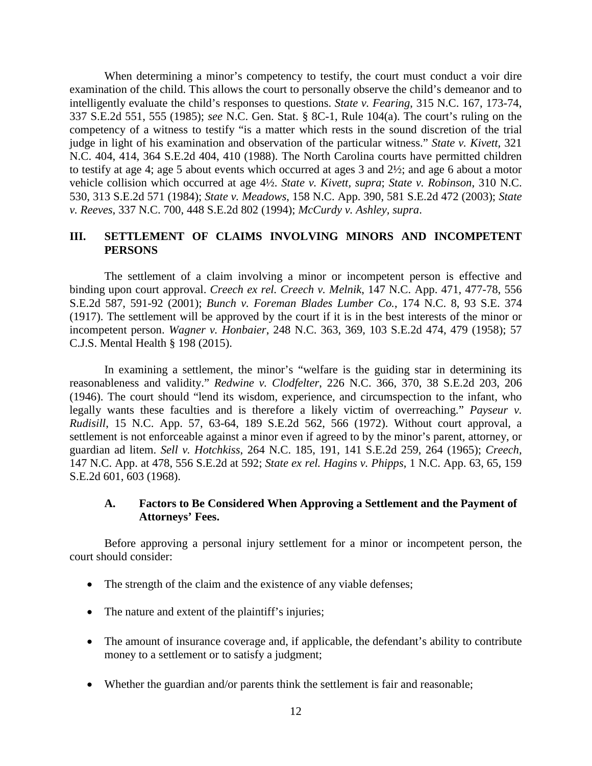When determining a minor's competency to testify, the court must conduct a voir dire examination of the child. This allows the court to personally observe the child's demeanor and to intelligently evaluate the child's responses to questions. *State v. Fearing*, 315 N.C. 167, 173-74, 337 S.E.2d 551, 555 (1985); *see* N.C. Gen. Stat. § 8C-1, Rule 104(a). The court's ruling on the competency of a witness to testify "is a matter which rests in the sound discretion of the trial judge in light of his examination and observation of the particular witness." *State v. Kivett*, 321 N.C. 404, 414, 364 S.E.2d 404, 410 (1988). The North Carolina courts have permitted children to testify at age 4; age 5 about events which occurred at ages 3 and 2½; and age 6 about a motor vehicle collision which occurred at age 4½. *State v. Kivett*, *supra*; *State v. Robinson*, 310 N.C. 530, 313 S.E.2d 571 (1984); *State v. Meadows*, 158 N.C. App. 390, 581 S.E.2d 472 (2003); *State v. Reeves*, 337 N.C. 700, 448 S.E.2d 802 (1994); *McCurdy v. Ashley*, *supra*.

## III. SETTLEMENT OF CLAIMS INVOLVING MINORS AND INCOMPETENT PERSONS

The settlement of a claim involving a minor or incompetent person is effective and binding upon court approval. *Creech ex rel. Creech v. Melnik*, 147 N.C. App. 471, 477-78, 556 S.E.2d 587, 591-92 (2001); *Bunch v. Foreman Blades Lumber Co.*, 174 N.C. 8, 93 S.E. 374 (1917). The settlement will be approved by the court if it is in the best interests of the minor or incompetent person. *Wagner v. Honbaier*, 248 N.C. 363, 369, 103 S.E.2d 474, 479 (1958); 57 C.J.S. Mental Health § 198 (2015).

In examining a settlement, the minor's "welfare is the guiding star in determining its reasonableness and validity." *Redwine v. Clodfelter*, 226 N.C. 366, 370, 38 S.E.2d 203, 206 (1946). The court should "lend its wisdom, experience, and circumspection to the infant, who legally wants these faculties and is therefore a likely victim of overreaching." *Payseur v. Rudisill*, 15 N.C. App. 57, 63-64, 189 S.E.2d 562, 566 (1972). Without court approval, a settlement is not enforceable against a minor even if agreed to by the minor's parent, attorney, or guardian ad litem. *Sell v. Hotchkiss*, 264 N.C. 185, 191, 141 S.E.2d 259, 264 (1965); *Creech*, 147 N.C. App. at 478, 556 S.E.2d at 592; *State ex rel. Hagins v. Phipps*, 1 N.C. App. 63, 65, 159 S.E.2d 601, 603 (1968).

### A. Factors to Be Considered When Approving a Settlement and the Payment of Attorneys' Fees.

Before approving a personal injury settlement for a minor or incompetent person, the court should consider:

- The strength of the claim and the existence of any viable defenses;
- The nature and extent of the plaintiff's injuries;
- The amount of insurance coverage and, if applicable, the defendant's ability to contribute money to a settlement or to satisfy a judgment;
- Whether the guardian and/or parents think the settlement is fair and reasonable;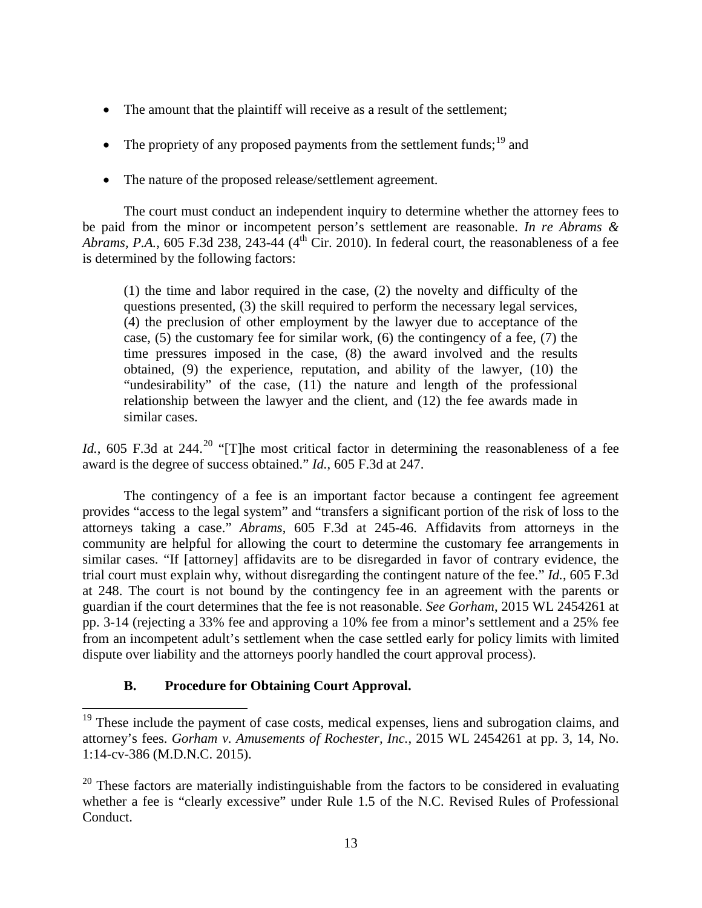- The amount that the plaintiff will receive as a result of the settlement;
- The propriety of any proposed payments from the settlement funds;[19] and
- The nature of the proposed release/settlement agreement.

The court must conduct an independent inquiry to determine whether the attorney fees to be paid from the minor or incompetent person's settlement are reasonable. *In re Abrams & Abrams, P.A.*, 605 F.3d 238, 243-44 (4th Cir. 2010). In federal court, the reasonableness of a fee is determined by the following factors:

> (1) the time and labor required in the case, (2) the novelty and difficulty of the questions presented, (3) the skill required to perform the necessary legal services, (4) the preclusion of other employment by the lawyer due to acceptance of the case, (5) the customary fee for similar work, (6) the contingency of a fee, (7) the time pressures imposed in the case, (8) the award involved and the results obtained, (9) the experience, reputation, and ability of the lawyer, (10) the "undesirability" of the case, (11) the nature and length of the professional relationship between the lawyer and the client, and (12) the fee awards made in similar cases.

*Id.*, 605 F.3d at 244.[20] "[T]he most critical factor in determining the reasonableness of a fee award is the degree of success obtained." *Id.*, 605 F.3d at 247.

The contingency of a fee is an important factor because a contingent fee agreement provides "access to the legal system" and "transfers a significant portion of the risk of loss to the attorneys taking a case." *Abrams*, 605 F.3d at 245-46. Affidavits from attorneys in the community are helpful for allowing the court to determine the customary fee arrangements in similar cases. "If [attorney] affidavits are to be disregarded in favor of contrary evidence, the trial court must explain why, without disregarding the contingent nature of the fee." *Id.*, 605 F.3d at 248. The court is not bound by the contingency fee in an agreement with the parents or guardian if the court determines that the fee is not reasonable. *See Gorham*, 2015 WL 2454261 at pp. 3-14 (rejecting a 33% fee and approving a 10% fee from a minor's settlement and a 25% fee from an incompetent adult's settlement when the case settled early for policy limits with limited dispute over liability and the attorneys poorly handled the court approval process).

### B. Procedure for Obtaining Court Approval.

---

[19] These include the payment of case costs, medical expenses, liens and subrogation claims, and attorney's fees. *Gorham v. Amusements of Rochester, Inc.*, 2015 WL 2454261 at pp. 3, 14, No. 1:14-cv-386 (M.D.N.C. 2015).

[20] These factors are materially indistinguishable from the factors to be considered in evaluating whether a fee is "clearly excessive" under Rule 1.5 of the N.C. Revised Rules of Professional Conduct.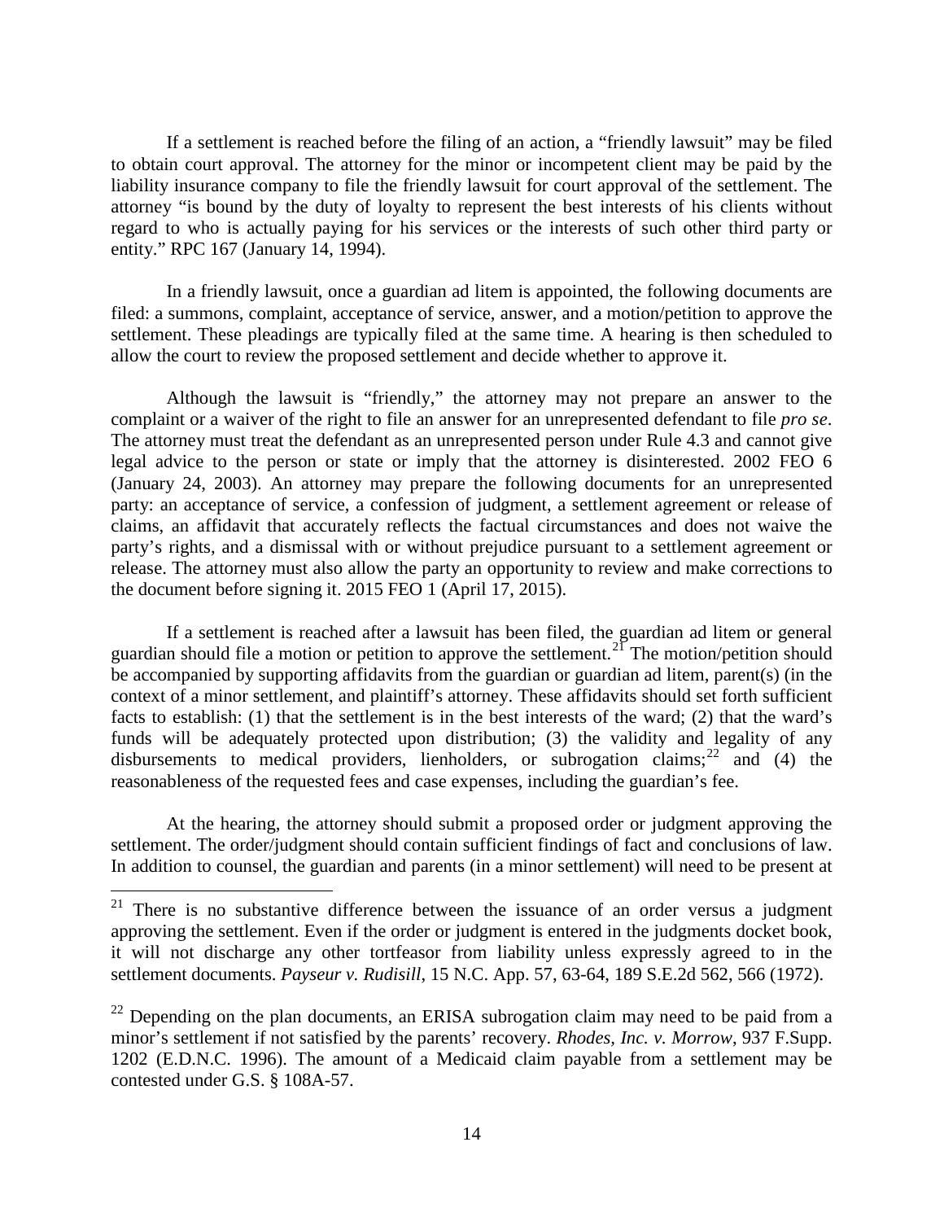If a settlement is reached before the filing of an action, a "friendly lawsuit" may be filed to obtain court approval. The attorney for the minor or incompetent client may be paid by the liability insurance company to file the friendly lawsuit for court approval of the settlement. The attorney "is bound by the duty of loyalty to represent the best interests of his clients without regard to who is actually paying for his services or the interests of such other third party or entity." RPC 167 (January 14, 1994).

In a friendly lawsuit, once a guardian ad litem is appointed, the following documents are filed: a summons, complaint, acceptance of service, answer, and a motion/petition to approve the settlement. These pleadings are typically filed at the same time. A hearing is then scheduled to allow the court to review the proposed settlement and decide whether to approve it.

Although the lawsuit is "friendly," the attorney may not prepare an answer to the complaint or a waiver of the right to file an answer for an unrepresented defendant to file *pro se*. The attorney must treat the defendant as an unrepresented person under Rule 4.3 and cannot give legal advice to the person or state or imply that the attorney is disinterested. 2002 FEO 6 (January 24, 2003). An attorney may prepare the following documents for an unrepresented party: an acceptance of service, a confession of judgment, a settlement agreement or release of claims, an affidavit that accurately reflects the factual circumstances and does not waive the party's rights, and a dismissal with or without prejudice pursuant to a settlement agreement or release. The attorney must also allow the party an opportunity to review and make corrections to the document before signing it. 2015 FEO 1 (April 17, 2015).

If a settlement is reached after a lawsuit has been filed, the guardian ad litem or general guardian should file a motion or petition to approve the settlement.[21] The motion/petition should be accompanied by supporting affidavits from the guardian or guardian ad litem, parent(s) (in the context of a minor settlement, and plaintiff's attorney. These affidavits should set forth sufficient facts to establish: (1) that the settlement is in the best interests of the ward; (2) that the ward's funds will be adequately protected upon distribution; (3) the validity and legality of any disbursements to medical providers, lienholders, or subrogation claims;[22] and (4) the reasonableness of the requested fees and case expenses, including the guardian's fee.

At the hearing, the attorney should submit a proposed order or judgment approving the settlement. The order/judgment should contain sufficient findings of fact and conclusions of law. In addition to counsel, the guardian and parents (in a minor settlement) will need to be present at

---

[21] There is no substantive difference between the issuance of an order versus a judgment approving the settlement. Even if the order or judgment is entered in the judgments docket book, it will not discharge any other tortfeasor from liability unless expressly agreed to in the settlement documents. *Payseur v. Rudisill*, 15 N.C. App. 57, 63-64, 189 S.E.2d 562, 566 (1972).

[22] Depending on the plan documents, an ERISA subrogation claim may need to be paid from a minor's settlement if not satisfied by the parents' recovery. *Rhodes, Inc. v. Morrow*, 937 F.Supp. 1202 (E.D.N.C. 1996). The amount of a Medicaid claim payable from a settlement may be contested under G.S. § 108A-57.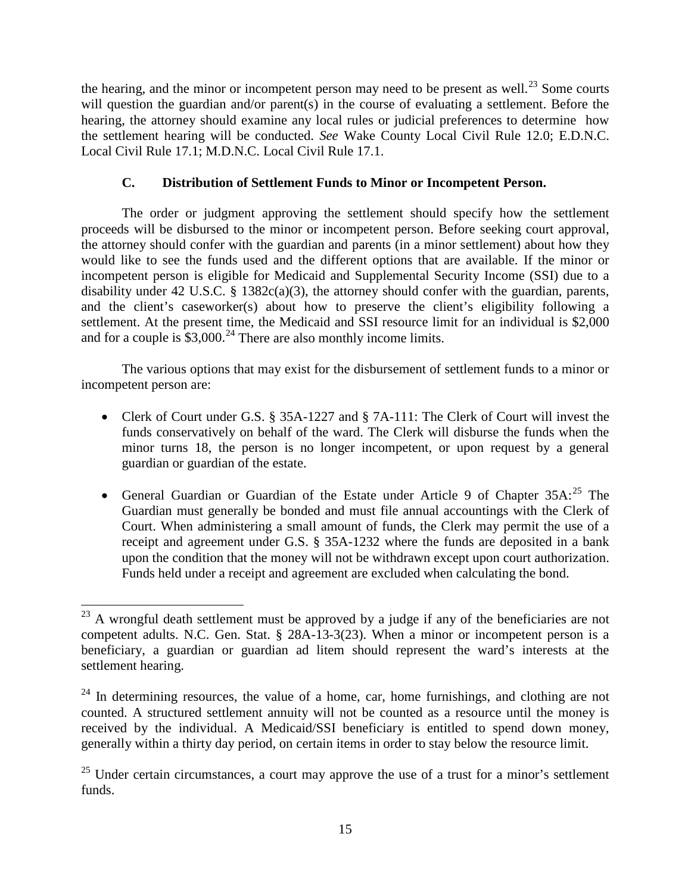the hearing, and the minor or incompetent person may need to be present as well.[23] Some courts will question the guardian and/or parent(s) in the course of evaluating a settlement. Before the hearing, the attorney should examine any local rules or judicial preferences to determine how the settlement hearing will be conducted. *See* Wake County Local Civil Rule 12.0; E.D.N.C. Local Civil Rule 17.1; M.D.N.C. Local Civil Rule 17.1.

### C. Distribution of Settlement Funds to Minor or Incompetent Person.

The order or judgment approving the settlement should specify how the settlement proceeds will be disbursed to the minor or incompetent person. Before seeking court approval, the attorney should confer with the guardian and parents (in a minor settlement) about how they would like to see the funds used and the different options that are available. If the minor or incompetent person is eligible for Medicaid and Supplemental Security Income (SSI) due to a disability under 42 U.S.C. § 1382c(a)(3), the attorney should confer with the guardian, parents, and the client's caseworker(s) about how to preserve the client's eligibility following a settlement. At the present time, the Medicaid and SSI resource limit for an individual is $2,000 and for a couple is $3,000.[24] There are also monthly income limits.

The various options that may exist for the disbursement of settlement funds to a minor or incompetent person are:

- Clerk of Court under G.S. § 35A-1227 and § 7A-111: The Clerk of Court will invest the funds conservatively on behalf of the ward. The Clerk will disburse the funds when the minor turns 18, the person is no longer incompetent, or upon request by a general guardian or guardian of the estate.
- General Guardian or Guardian of the Estate under Article 9 of Chapter 35A:[25] The Guardian must generally be bonded and must file annual accountings with the Clerk of Court. When administering a small amount of funds, the Clerk may permit the use of a receipt and agreement under G.S. § 35A-1232 where the funds are deposited in a bank upon the condition that the money will not be withdrawn except upon court authorization. Funds held under a receipt and agreement are excluded when calculating the bond.

---

[23] A wrongful death settlement must be approved by a judge if any of the beneficiaries are not competent adults. N.C. Gen. Stat. § 28A-13-3(23). When a minor or incompetent person is a beneficiary, a guardian or guardian ad litem should represent the ward's interests at the settlement hearing.

[24] In determining resources, the value of a home, car, home furnishings, and clothing are not counted. A structured settlement annuity will not be counted as a resource until the money is received by the individual. A Medicaid/SSI beneficiary is entitled to spend down money, generally within a thirty day period, on certain items in order to stay below the resource limit.

[25] Under certain circumstances, a court may approve the use of a trust for a minor's settlement funds.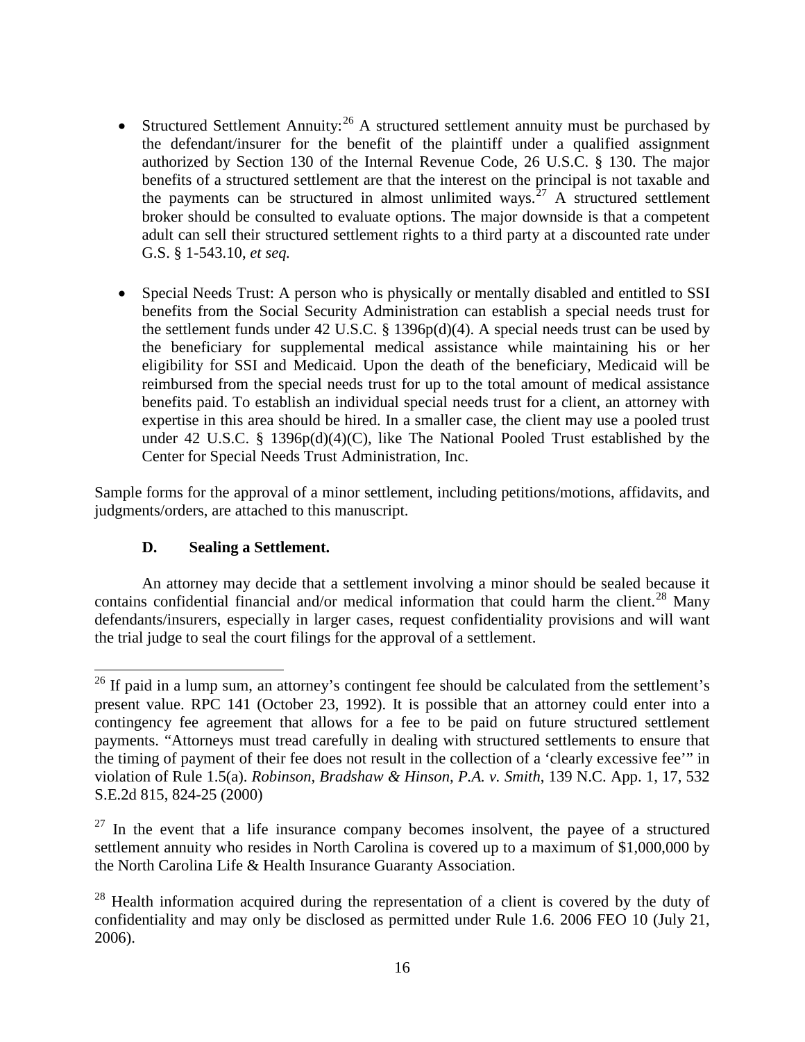- Structured Settlement Annuity:[26] A structured settlement annuity must be purchased by the defendant/insurer for the benefit of the plaintiff under a qualified assignment authorized by Section 130 of the Internal Revenue Code, 26 U.S.C. § 130. The major benefits of a structured settlement are that the interest on the principal is not taxable and the payments can be structured in almost unlimited ways.[27] A structured settlement broker should be consulted to evaluate options. The major downside is that a competent adult can sell their structured settlement rights to a third party at a discounted rate under G.S. § 1-543.10, *et seq.*

- Special Needs Trust: A person who is physically or mentally disabled and entitled to SSI benefits from the Social Security Administration can establish a special needs trust for the settlement funds under 42 U.S.C. § 1396p(d)(4). A special needs trust can be used by the beneficiary for supplemental medical assistance while maintaining his or her eligibility for SSI and Medicaid. Upon the death of the beneficiary, Medicaid will be reimbursed from the special needs trust for up to the total amount of medical assistance benefits paid. To establish an individual special needs trust for a client, an attorney with expertise in this area should be hired. In a smaller case, the client may use a pooled trust under 42 U.S.C. § 1396p(d)(4)(C), like The National Pooled Trust established by the Center for Special Needs Trust Administration, Inc.

Sample forms for the approval of a minor settlement, including petitions/motions, affidavits, and judgments/orders, are attached to this manuscript.

### D. Sealing a Settlement.

An attorney may decide that a settlement involving a minor should be sealed because it contains confidential financial and/or medical information that could harm the client.[28] Many defendants/insurers, especially in larger cases, request confidentiality provisions and will want the trial judge to seal the court filings for the approval of a settlement.

---

[26] If paid in a lump sum, an attorney's contingent fee should be calculated from the settlement's present value. RPC 141 (October 23, 1992). It is possible that an attorney could enter into a contingency fee agreement that allows for a fee to be paid on future structured settlement payments. "Attorneys must tread carefully in dealing with structured settlements to ensure that the timing of payment of their fee does not result in the collection of a 'clearly excessive fee'" in violation of Rule 1.5(a). *Robinson, Bradshaw & Hinson, P.A. v. Smith*, 139 N.C. App. 1, 17, 532 S.E.2d 815, 824-25 (2000)

[27] In the event that a life insurance company becomes insolvent, the payee of a structured settlement annuity who resides in North Carolina is covered up to a maximum of $1,000,000 by the North Carolina Life & Health Insurance Guaranty Association.

[28] Health information acquired during the representation of a client is covered by the duty of confidentiality and may only be disclosed as permitted under Rule 1.6. 2006 FEO 10 (July 21, 2006).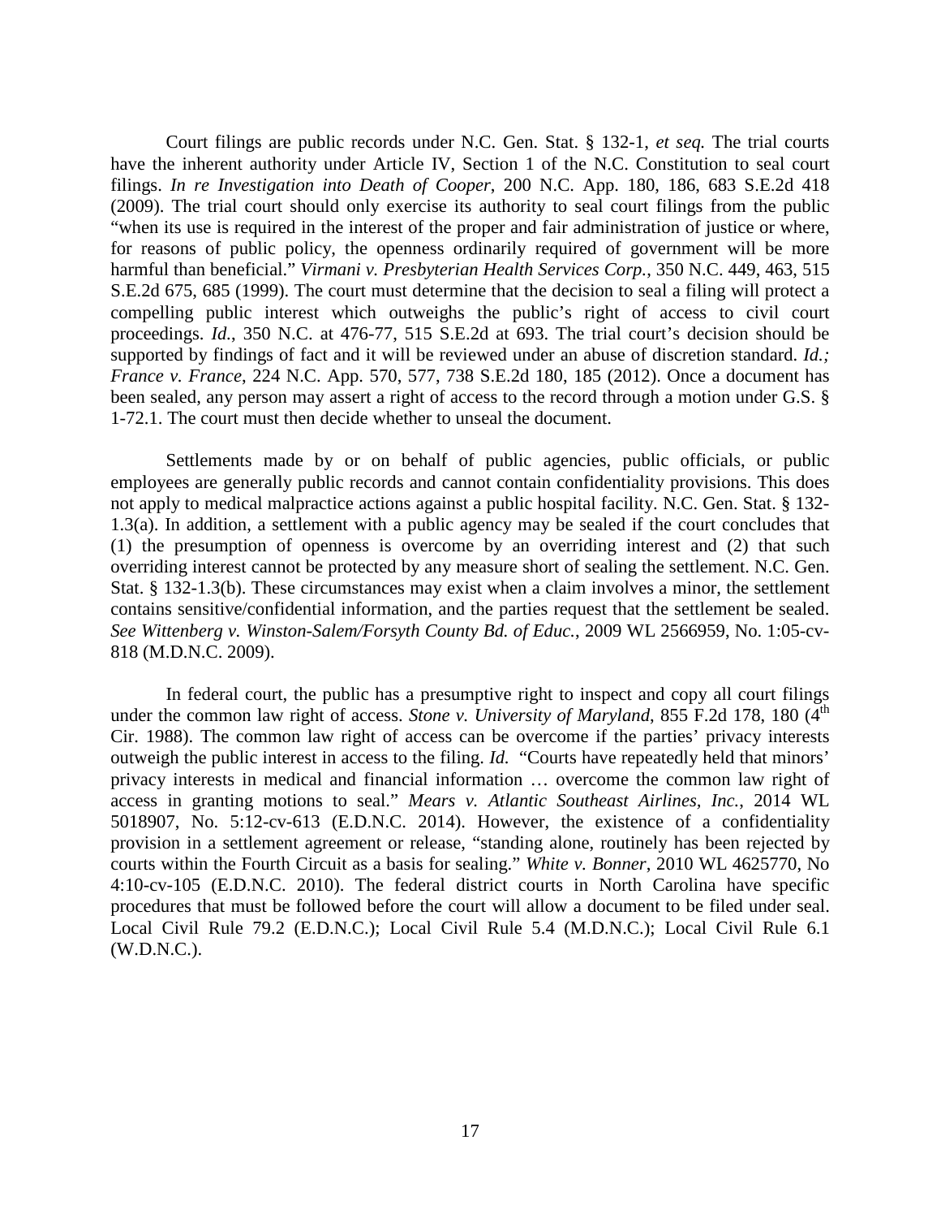Court filings are public records under N.C. Gen. Stat. § 132-1, *et seq.* The trial courts have the inherent authority under Article IV, Section 1 of the N.C. Constitution to seal court filings. *In re Investigation into Death of Cooper*, 200 N.C. App. 180, 186, 683 S.E.2d 418 (2009). The trial court should only exercise its authority to seal court filings from the public "when its use is required in the interest of the proper and fair administration of justice or where, for reasons of public policy, the openness ordinarily required of government will be more harmful than beneficial." *Virmani v. Presbyterian Health Services Corp.*, 350 N.C. 449, 463, 515 S.E.2d 675, 685 (1999). The court must determine that the decision to seal a filing will protect a compelling public interest which outweighs the public's right of access to civil court proceedings. *Id.*, 350 N.C. at 476-77, 515 S.E.2d at 693. The trial court's decision should be supported by findings of fact and it will be reviewed under an abuse of discretion standard. *Id.; France v. France*, 224 N.C. App. 570, 577, 738 S.E.2d 180, 185 (2012). Once a document has been sealed, any person may assert a right of access to the record through a motion under G.S. § 1-72.1. The court must then decide whether to unseal the document.

Settlements made by or on behalf of public agencies, public officials, or public employees are generally public records and cannot contain confidentiality provisions. This does not apply to medical malpractice actions against a public hospital facility. N.C. Gen. Stat. § 132-1.3(a). In addition, a settlement with a public agency may be sealed if the court concludes that (1) the presumption of openness is overcome by an overriding interest and (2) that such overriding interest cannot be protected by any measure short of sealing the settlement. N.C. Gen. Stat. § 132-1.3(b). These circumstances may exist when a claim involves a minor, the settlement contains sensitive/confidential information, and the parties request that the settlement be sealed. *See Wittenberg v. Winston-Salem/Forsyth County Bd. of Educ.*, 2009 WL 2566959, No. 1:05-cv-818 (M.D.N.C. 2009).

In federal court, the public has a presumptive right to inspect and copy all court filings under the common law right of access. *Stone v. University of Maryland*, 855 F.2d 178, 180 (4th Cir. 1988). The common law right of access can be overcome if the parties' privacy interests outweigh the public interest in access to the filing. *Id.* "Courts have repeatedly held that minors' privacy interests in medical and financial information … overcome the common law right of access in granting motions to seal." *Mears v. Atlantic Southeast Airlines, Inc.*, 2014 WL 5018907, No. 5:12-cv-613 (E.D.N.C. 2014). However, the existence of a confidentiality provision in a settlement agreement or release, "standing alone, routinely has been rejected by courts within the Fourth Circuit as a basis for sealing." *White v. Bonner*, 2010 WL 4625770, No 4:10-cv-105 (E.D.N.C. 2010). The federal district courts in North Carolina have specific procedures that must be followed before the court will allow a document to be filed under seal. Local Civil Rule 79.2 (E.D.N.C.); Local Civil Rule 5.4 (M.D.N.C.); Local Civil Rule 6.1 (W.D.N.C.).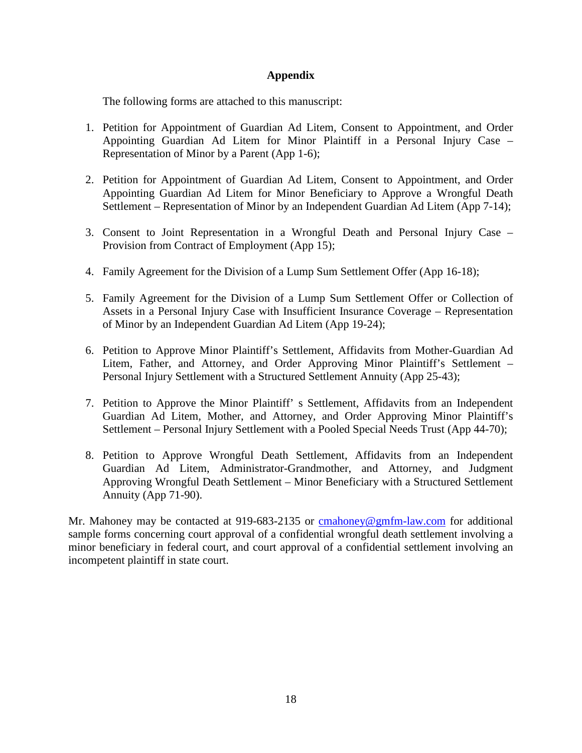## Appendix

The following forms are attached to this manuscript:

1. Petition for Appointment of Guardian Ad Litem, Consent to Appointment, and Order Appointing Guardian Ad Litem for Minor Plaintiff in a Personal Injury Case – Representation of Minor by a Parent (App 1-6);

2. Petition for Appointment of Guardian Ad Litem, Consent to Appointment, and Order Appointing Guardian Ad Litem for Minor Beneficiary to Approve a Wrongful Death Settlement – Representation of Minor by an Independent Guardian Ad Litem (App 7-14);

3. Consent to Joint Representation in a Wrongful Death and Personal Injury Case – Provision from Contract of Employment (App 15);

4. Family Agreement for the Division of a Lump Sum Settlement Offer (App 16-18);

5. Family Agreement for the Division of a Lump Sum Settlement Offer or Collection of Assets in a Personal Injury Case with Insufficient Insurance Coverage – Representation of Minor by an Independent Guardian Ad Litem (App 19-24);

6. Petition to Approve Minor Plaintiff's Settlement, Affidavits from Mother-Guardian Ad Litem, Father, and Attorney, and Order Approving Minor Plaintiff's Settlement – Personal Injury Settlement with a Structured Settlement Annuity (App 25-43);

7. Petition to Approve the Minor Plaintiff' s Settlement, Affidavits from an Independent Guardian Ad Litem, Mother, and Attorney, and Order Approving Minor Plaintiff's Settlement – Personal Injury Settlement with a Pooled Special Needs Trust (App 44-70);

8. Petition to Approve Wrongful Death Settlement, Affidavits from an Independent Guardian Ad Litem, Administrator-Grandmother, and Attorney, and Judgment Approving Wrongful Death Settlement – Minor Beneficiary with a Structured Settlement Annuity (App 71-90).

Mr. Mahoney may be contacted at 919-683-2135 or cmahoney@gmfm-law.com for additional sample forms concerning court approval of a confidential wrongful death settlement involving a minor beneficiary in federal court, and court approval of a confidential settlement involving an incompetent plaintiff in state court.